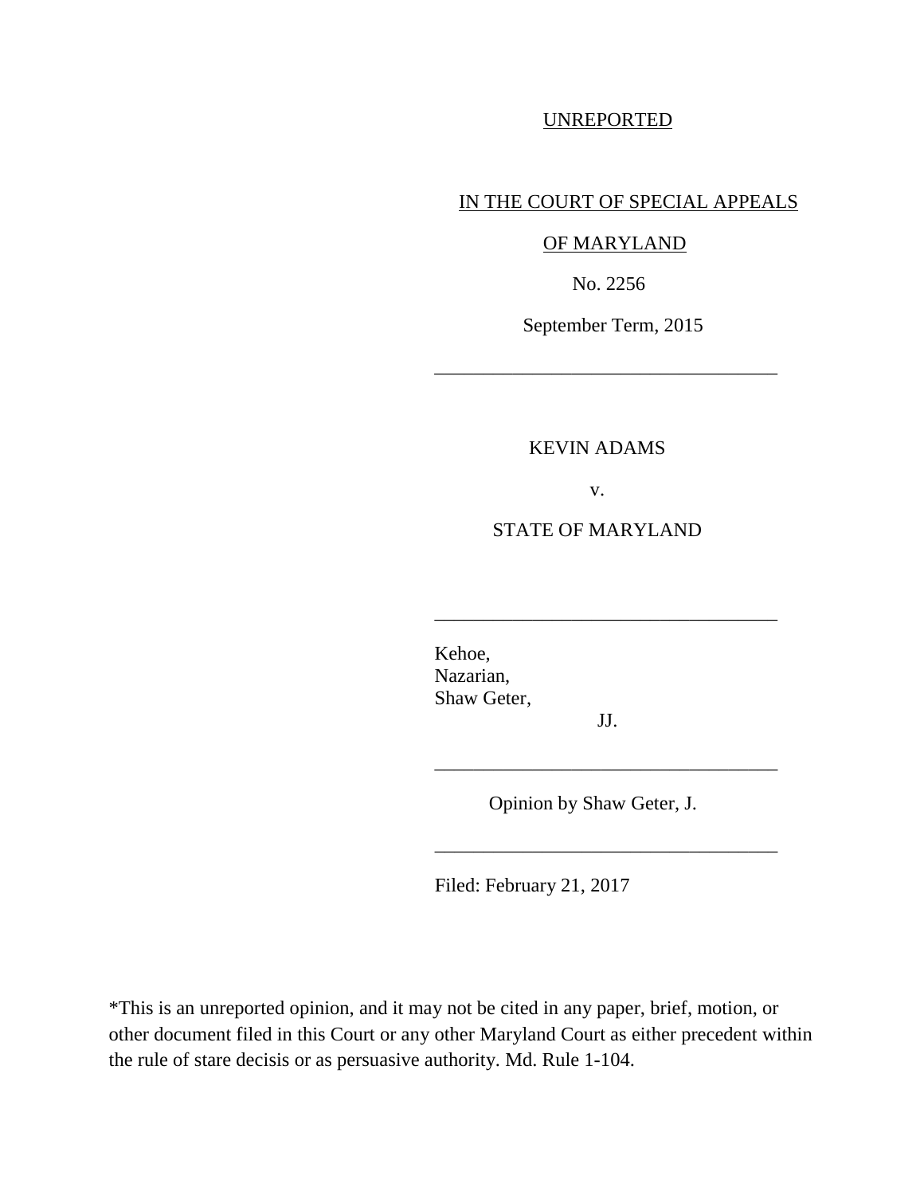UNREPORTED

IN THE COURT OF SPECIAL APPEALS

OF MARYLAND

No. 2256

September Term, 2015

---

KEVIN ADAMS

v.

STATE OF MARYLAND

---

Kehoe,
Nazarian,
Shaw Geter,

JJ.

---

Opinion by Shaw Geter, J.

---

Filed: February 21, 2017

*This is an unreported opinion, and it may not be cited in any paper, brief, motion, or other document filed in this Court or any other Maryland Court as either precedent within the rule of stare decisis or as persuasive authority. Md. Rule 1-104.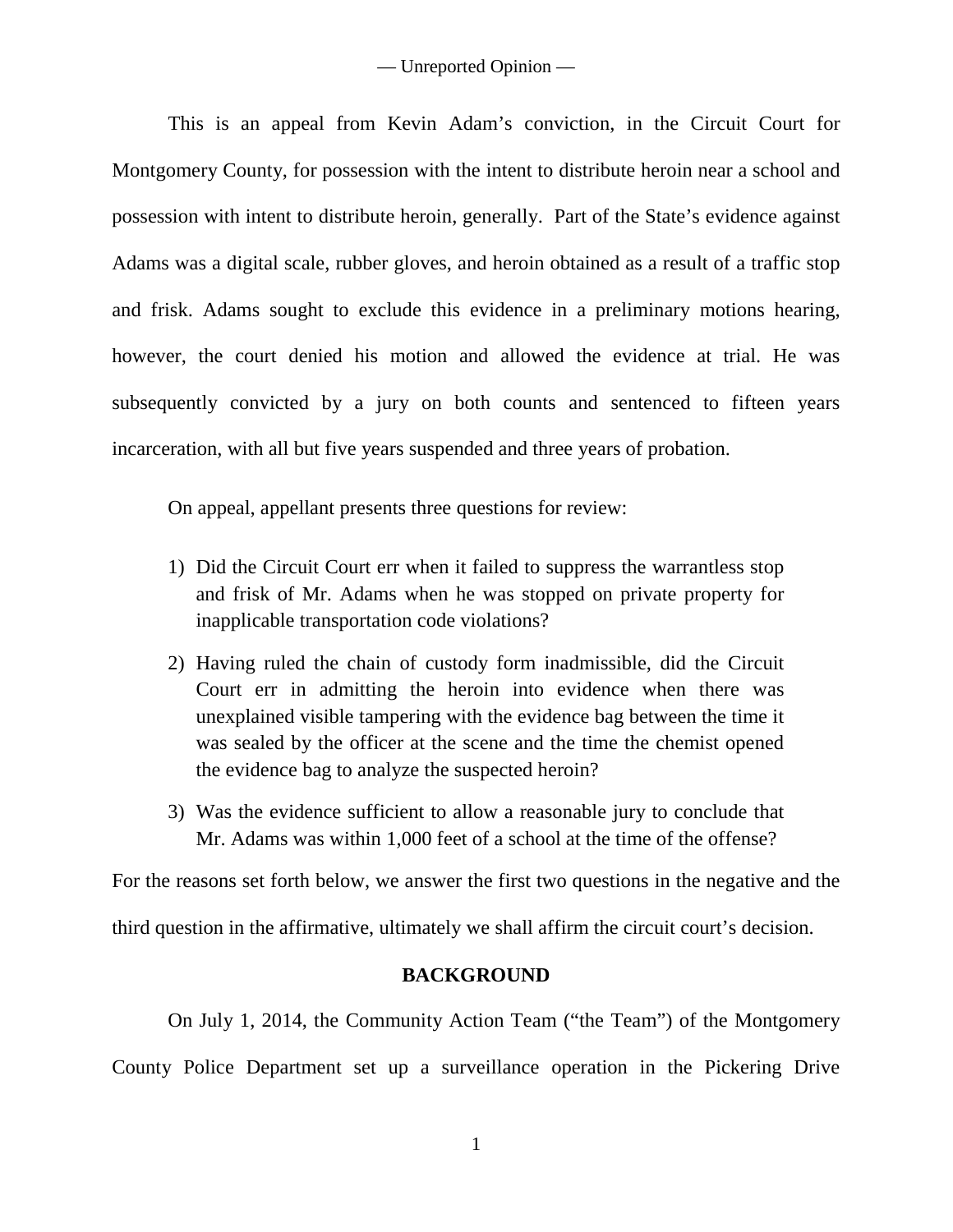This is an appeal from Kevin Adam's conviction, in the Circuit Court for Montgomery County, for possession with the intent to distribute heroin near a school and possession with intent to distribute heroin, generally. Part of the State's evidence against Adams was a digital scale, rubber gloves, and heroin obtained as a result of a traffic stop and frisk. Adams sought to exclude this evidence in a preliminary motions hearing, however, the court denied his motion and allowed the evidence at trial. He was subsequently convicted by a jury on both counts and sentenced to fifteen years incarceration, with all but five years suspended and three years of probation.

On appeal, appellant presents three questions for review:

1) Did the Circuit Court err when it failed to suppress the warrantless stop and frisk of Mr. Adams when he was stopped on private property for inapplicable transportation code violations?
2) Having ruled the chain of custody form inadmissible, did the Circuit Court err in admitting the heroin into evidence when there was unexplained visible tampering with the evidence bag between the time it was sealed by the officer at the scene and the time the chemist opened the evidence bag to analyze the suspected heroin?
3) Was the evidence sufficient to allow a reasonable jury to conclude that Mr. Adams was within 1,000 feet of a school at the time of the offense?

For the reasons set forth below, we answer the first two questions in the negative and the third question in the affirmative, ultimately we shall affirm the circuit court's decision.

## BACKGROUND

On July 1, 2014, the Community Action Team ("the Team") of the Montgomery County Police Department set up a surveillance operation in the Pickering Drive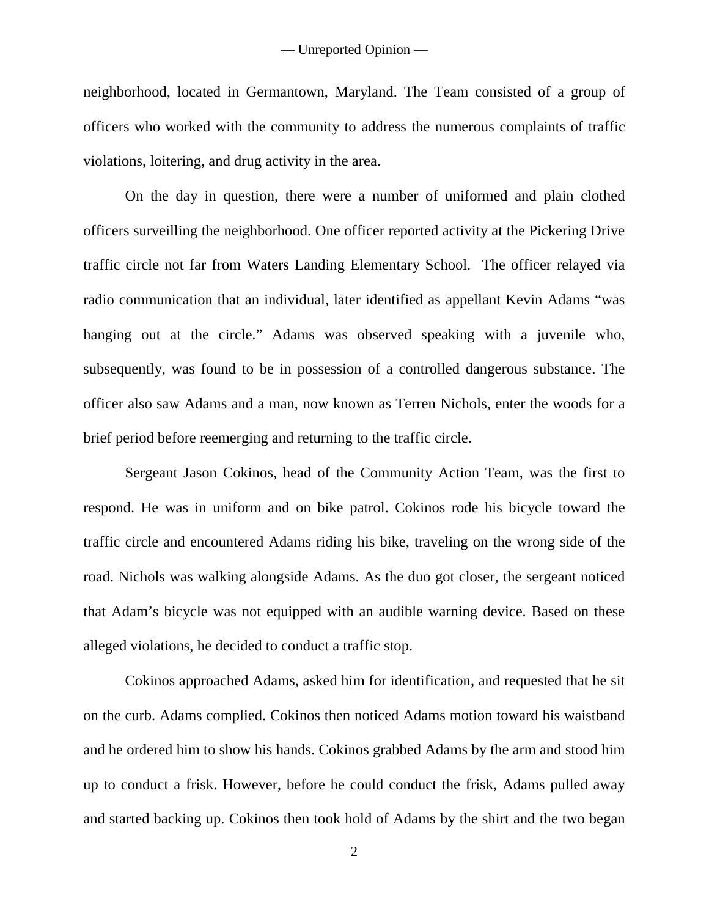neighborhood, located in Germantown, Maryland. The Team consisted of a group of officers who worked with the community to address the numerous complaints of traffic violations, loitering, and drug activity in the area.

On the day in question, there were a number of uniformed and plain clothed officers surveilling the neighborhood. One officer reported activity at the Pickering Drive traffic circle not far from Waters Landing Elementary School. The officer relayed via radio communication that an individual, later identified as appellant Kevin Adams "was hanging out at the circle." Adams was observed speaking with a juvenile who, subsequently, was found to be in possession of a controlled dangerous substance. The officer also saw Adams and a man, now known as Terren Nichols, enter the woods for a brief period before reemerging and returning to the traffic circle.

Sergeant Jason Cokinos, head of the Community Action Team, was the first to respond. He was in uniform and on bike patrol. Cokinos rode his bicycle toward the traffic circle and encountered Adams riding his bike, traveling on the wrong side of the road. Nichols was walking alongside Adams. As the duo got closer, the sergeant noticed that Adam's bicycle was not equipped with an audible warning device. Based on these alleged violations, he decided to conduct a traffic stop.

Cokinos approached Adams, asked him for identification, and requested that he sit on the curb. Adams complied. Cokinos then noticed Adams motion toward his waistband and he ordered him to show his hands. Cokinos grabbed Adams by the arm and stood him up to conduct a frisk. However, before he could conduct the frisk, Adams pulled away and started backing up. Cokinos then took hold of Adams by the shirt and the two began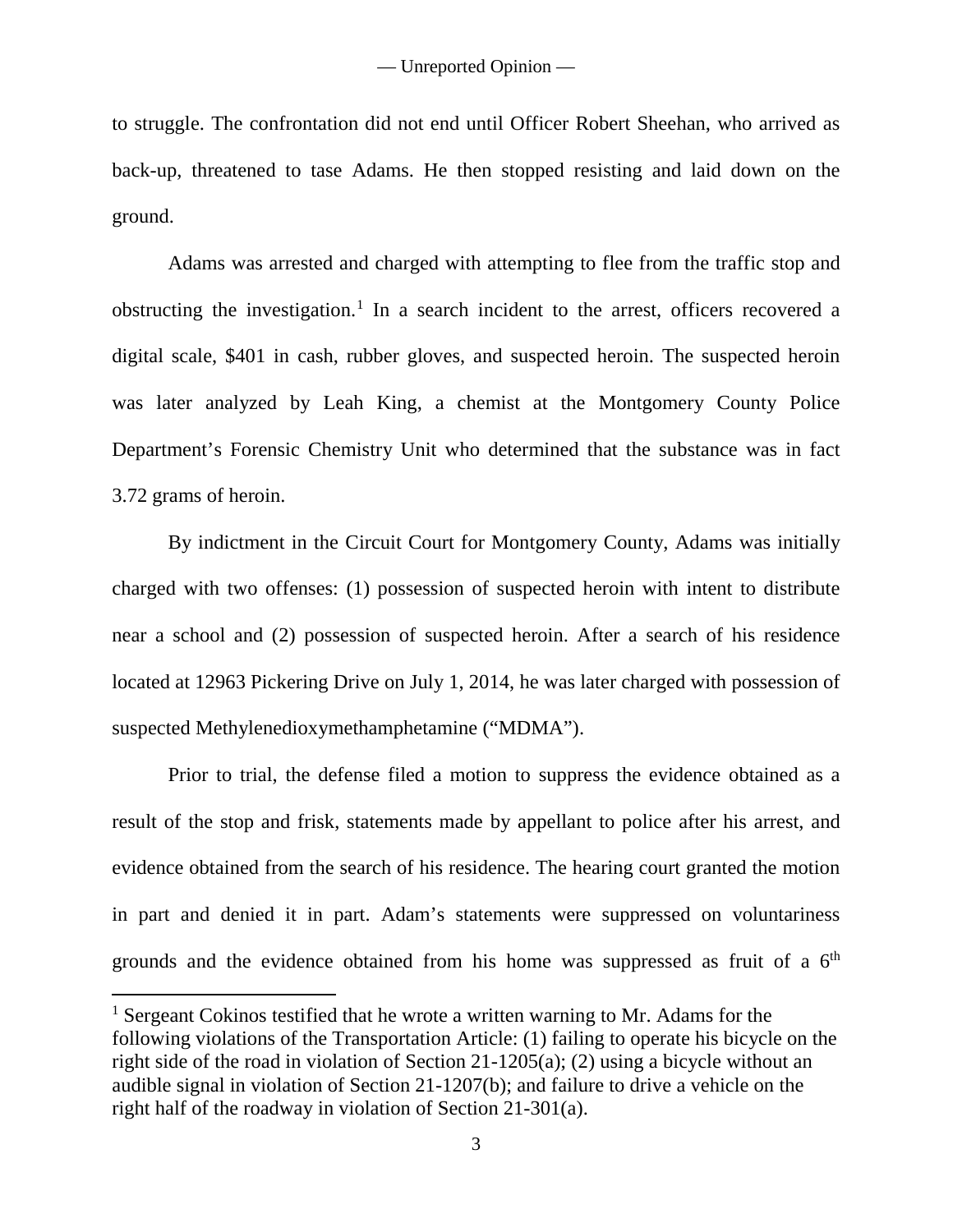to struggle. The confrontation did not end until Officer Robert Sheehan, who arrived as back-up, threatened to tase Adams. He then stopped resisting and laid down on the ground.

Adams was arrested and charged with attempting to flee from the traffic stop and obstructing the investigation.[1] In a search incident to the arrest, officers recovered a digital scale, $401 in cash, rubber gloves, and suspected heroin. The suspected heroin was later analyzed by Leah King, a chemist at the Montgomery County Police Department's Forensic Chemistry Unit who determined that the substance was in fact 3.72 grams of heroin.

By indictment in the Circuit Court for Montgomery County, Adams was initially charged with two offenses: (1) possession of suspected heroin with intent to distribute near a school and (2) possession of suspected heroin. After a search of his residence located at 12963 Pickering Drive on July 1, 2014, he was later charged with possession of suspected Methylenedioxymethamphetamine ("MDMA").

Prior to trial, the defense filed a motion to suppress the evidence obtained as a result of the stop and frisk, statements made by appellant to police after his arrest, and evidence obtained from the search of his residence. The hearing court granted the motion in part and denied it in part. Adam's statements were suppressed on voluntariness grounds and the evidence obtained from his home was suppressed as fruit of a 6th

---

[1] Sergeant Cokinos testified that he wrote a written warning to Mr. Adams for the following violations of the Transportation Article: (1) failing to operate his bicycle on the right side of the road in violation of Section 21-1205(a); (2) using a bicycle without an audible signal in violation of Section 21-1207(b); and failure to drive a vehicle on the right half of the roadway in violation of Section 21-301(a).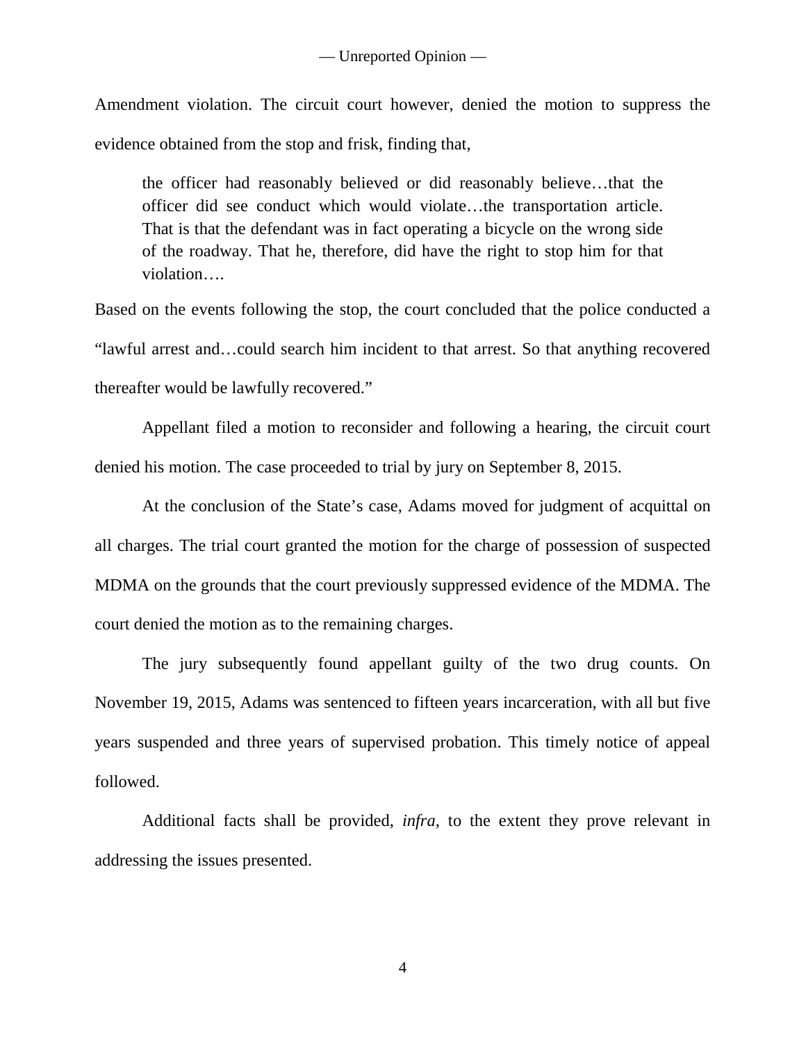Amendment violation. The circuit court however, denied the motion to suppress the evidence obtained from the stop and frisk, finding that,

> the officer had reasonably believed or did reasonably believe…that the officer did see conduct which would violate…the transportation article. That is that the defendant was in fact operating a bicycle on the wrong side of the roadway. That he, therefore, did have the right to stop him for that violation….

Based on the events following the stop, the court concluded that the police conducted a "lawful arrest and…could search him incident to that arrest. So that anything recovered thereafter would be lawfully recovered."

Appellant filed a motion to reconsider and following a hearing, the circuit court denied his motion. The case proceeded to trial by jury on September 8, 2015.

At the conclusion of the State's case, Adams moved for judgment of acquittal on all charges. The trial court granted the motion for the charge of possession of suspected MDMA on the grounds that the court previously suppressed evidence of the MDMA. The court denied the motion as to the remaining charges.

The jury subsequently found appellant guilty of the two drug counts. On November 19, 2015, Adams was sentenced to fifteen years incarceration, with all but five years suspended and three years of supervised probation. This timely notice of appeal followed.

Additional facts shall be provided, *infra*, to the extent they prove relevant in addressing the issues presented.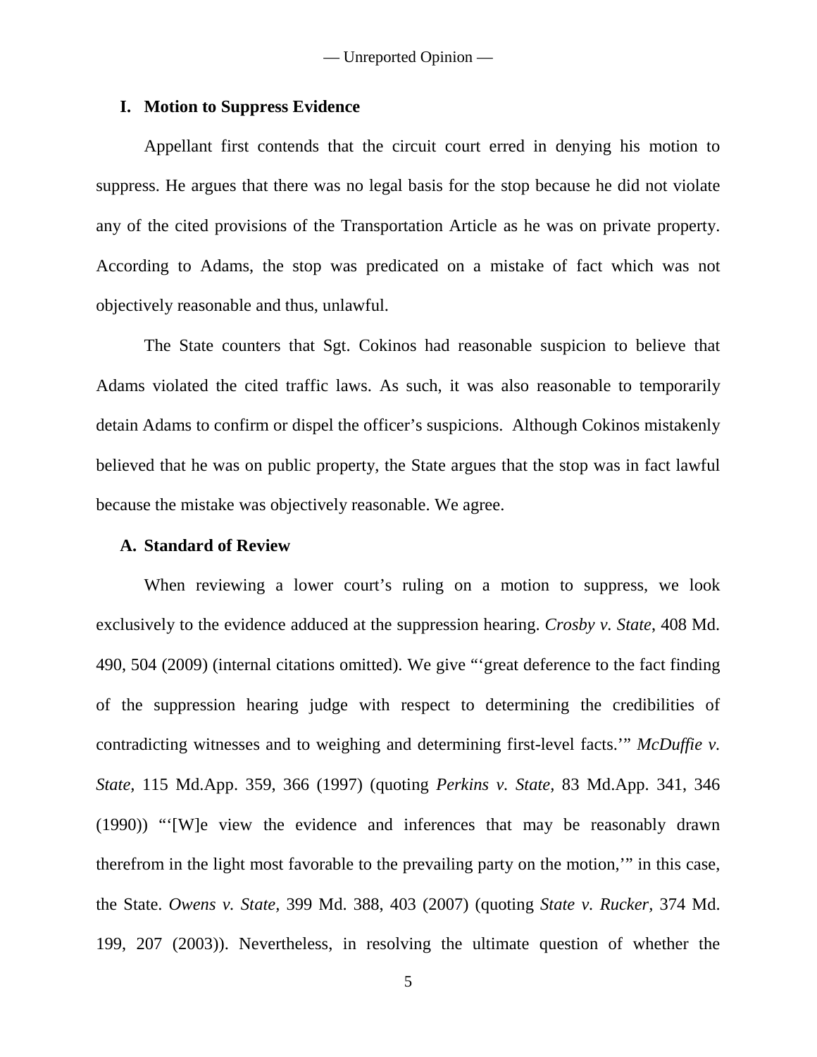## I. Motion to Suppress Evidence

Appellant first contends that the circuit court erred in denying his motion to suppress. He argues that there was no legal basis for the stop because he did not violate any of the cited provisions of the Transportation Article as he was on private property. According to Adams, the stop was predicated on a mistake of fact which was not objectively reasonable and thus, unlawful.

The State counters that Sgt. Cokinos had reasonable suspicion to believe that Adams violated the cited traffic laws. As such, it was also reasonable to temporarily detain Adams to confirm or dispel the officer's suspicions. Although Cokinos mistakenly believed that he was on public property, the State argues that the stop was in fact lawful because the mistake was objectively reasonable. We agree.

### A. Standard of Review

When reviewing a lower court's ruling on a motion to suppress, we look exclusively to the evidence adduced at the suppression hearing. *Crosby v. State*, 408 Md. 490, 504 (2009) (internal citations omitted). We give "'great deference to the fact finding of the suppression hearing judge with respect to determining the credibilities of contradicting witnesses and to weighing and determining first-level facts.'" *McDuffie v. State,* 115 Md.App. 359, 366 (1997) (quoting *Perkins v. State,* 83 Md.App. 341, 346 (1990)) "'[W]e view the evidence and inferences that may be reasonably drawn therefrom in the light most favorable to the prevailing party on the motion,'" in this case, the State. *Owens v. State*, 399 Md. 388, 403 (2007) (quoting *State v. Rucker,* 374 Md. 199, 207 (2003)). Nevertheless, in resolving the ultimate question of whether the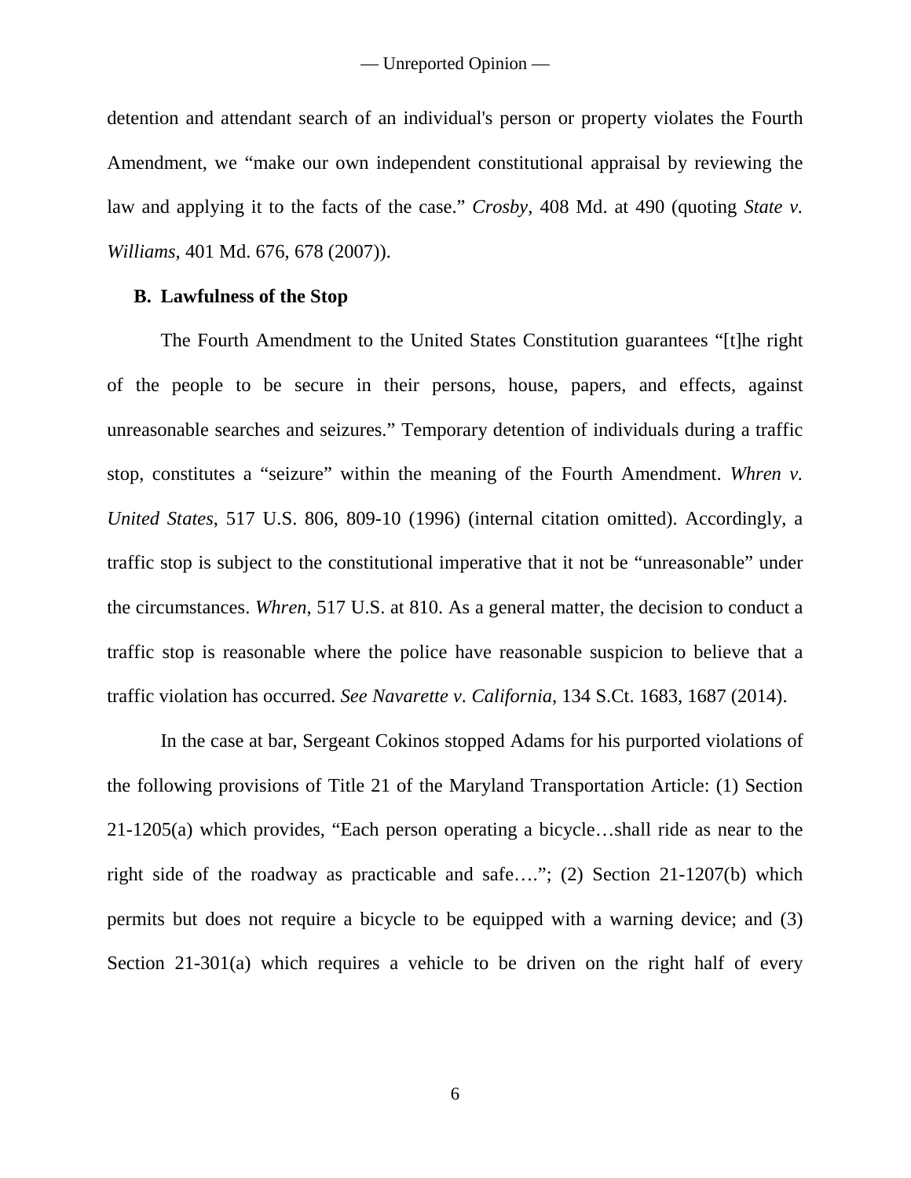detention and attendant search of an individual's person or property violates the Fourth Amendment, we "make our own independent constitutional appraisal by reviewing the law and applying it to the facts of the case." *Crosby*, 408 Md. at 490 (quoting *State v. Williams*, 401 Md. 676, 678 (2007)).

### B. Lawfulness of the Stop

The Fourth Amendment to the United States Constitution guarantees "[t]he right of the people to be secure in their persons, house, papers, and effects, against unreasonable searches and seizures." Temporary detention of individuals during a traffic stop, constitutes a "seizure" within the meaning of the Fourth Amendment. *Whren v. United States*, 517 U.S. 806, 809-10 (1996) (internal citation omitted). Accordingly, a traffic stop is subject to the constitutional imperative that it not be "unreasonable" under the circumstances. *Whren*, 517 U.S. at 810. As a general matter, the decision to conduct a traffic stop is reasonable where the police have reasonable suspicion to believe that a traffic violation has occurred. *See Navarette v. California*, 134 S.Ct. 1683, 1687 (2014).

In the case at bar, Sergeant Cokinos stopped Adams for his purported violations of the following provisions of Title 21 of the Maryland Transportation Article: (1) Section 21-1205(a) which provides, "Each person operating a bicycle…shall ride as near to the right side of the roadway as practicable and safe…."; (2) Section 21-1207(b) which permits but does not require a bicycle to be equipped with a warning device; and (3) Section 21-301(a) which requires a vehicle to be driven on the right half of every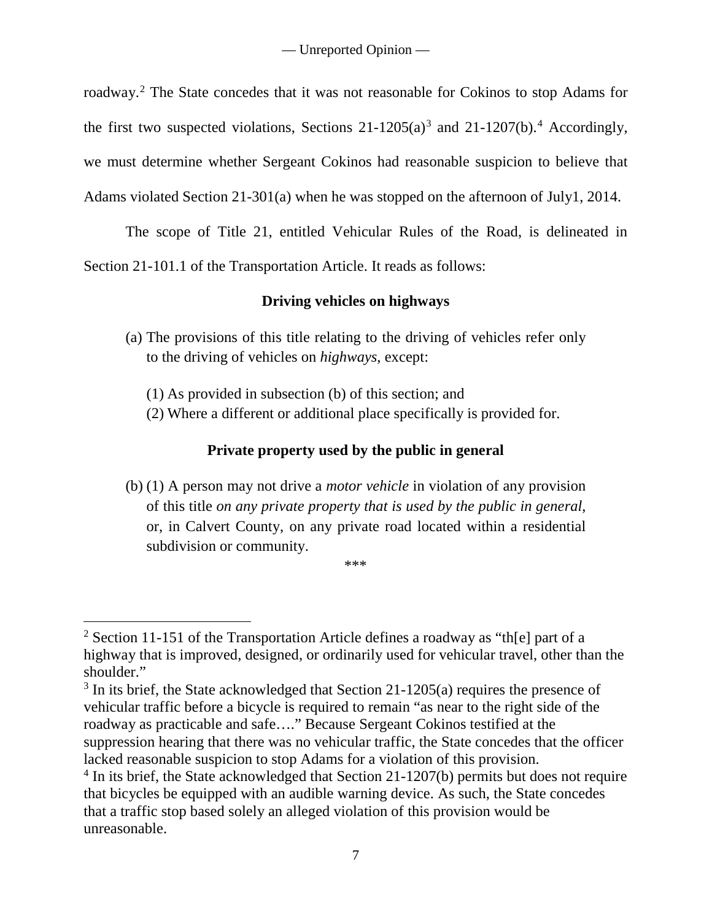roadway.[2] The State concedes that it was not reasonable for Cokinos to stop Adams for the first two suspected violations, Sections 21-1205(a)[3] and 21-1207(b).[4] Accordingly, we must determine whether Sergeant Cokinos had reasonable suspicion to believe that Adams violated Section 21-301(a) when he was stopped on the afternoon of July1, 2014.

The scope of Title 21, entitled Vehicular Rules of the Road, is delineated in Section 21-101.1 of the Transportation Article. It reads as follows:

**Driving vehicles on highways**

> (a) The provisions of this title relating to the driving of vehicles refer only to the driving of vehicles on *highways*, except:
>
> (1) As provided in subsection (b) of this section; and
> (2) Where a different or additional place specifically is provided for.

**Private property used by the public in general**

> (b) (1) A person may not drive a *motor vehicle* in violation of any provision of this title *on any private property that is used by the public in general*, or, in Calvert County, on any private road located within a residential subdivision or community.
>
> \*\*\*

[2] Section 11-151 of the Transportation Article defines a roadway as "th[e] part of a highway that is improved, designed, or ordinarily used for vehicular travel, other than the shoulder."

[3] In its brief, the State acknowledged that Section 21-1205(a) requires the presence of vehicular traffic before a bicycle is required to remain "as near to the right side of the roadway as practicable and safe…." Because Sergeant Cokinos testified at the suppression hearing that there was no vehicular traffic, the State concedes that the officer lacked reasonable suspicion to stop Adams for a violation of this provision.

[4] In its brief, the State acknowledged that Section 21-1207(b) permits but does not require that bicycles be equipped with an audible warning device. As such, the State concedes that a traffic stop based solely an alleged violation of this provision would be unreasonable.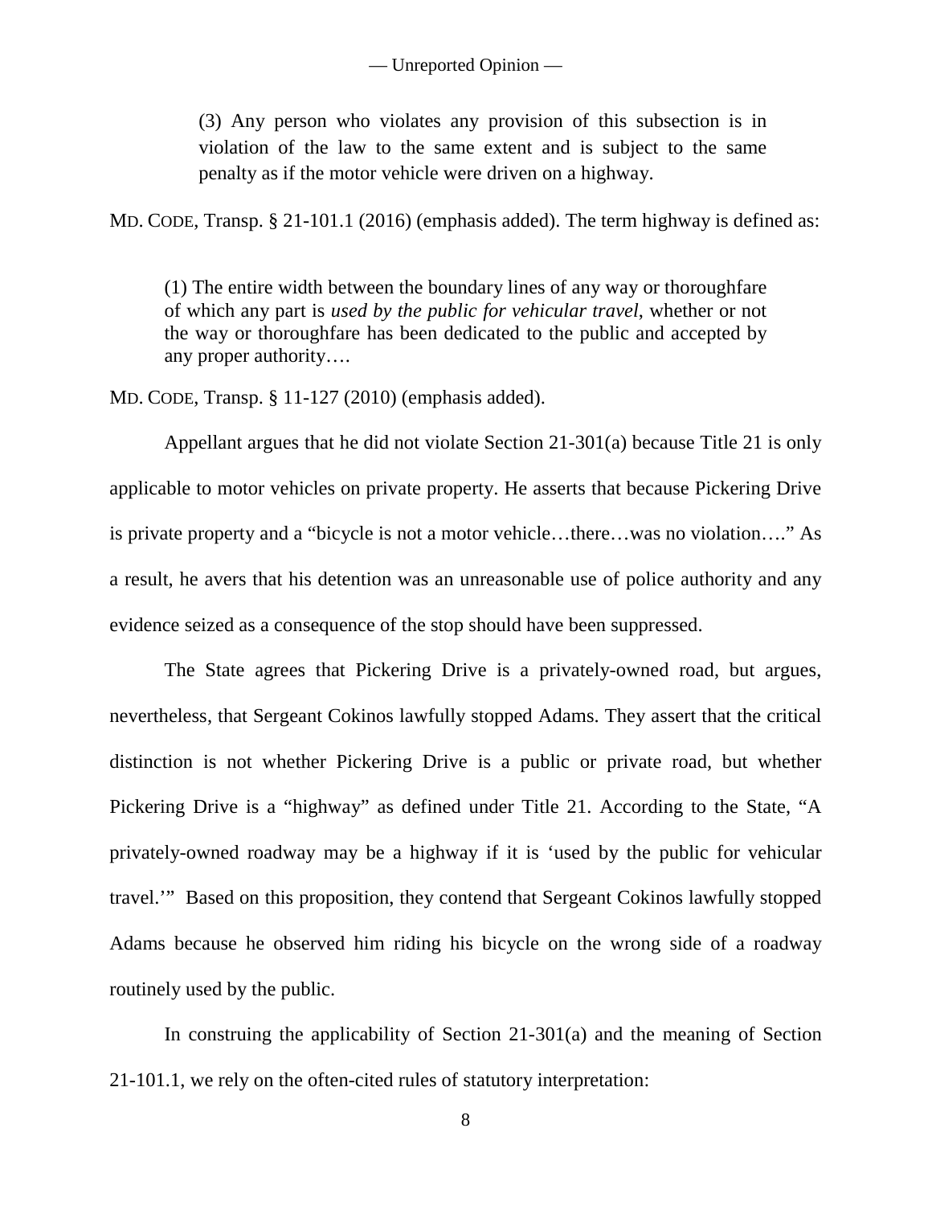> (3) Any person who violates any provision of this subsection is in violation of the law to the same extent and is subject to the same penalty as if the motor vehicle were driven on a highway.

MD. CODE, Transp. § 21-101.1 (2016) (emphasis added). The term highway is defined as:

> (1) The entire width between the boundary lines of any way or thoroughfare of which any part is *used by the public for vehicular travel*, whether or not the way or thoroughfare has been dedicated to the public and accepted by any proper authority….

MD. CODE, Transp. § 11-127 (2010) (emphasis added).

Appellant argues that he did not violate Section 21-301(a) because Title 21 is only applicable to motor vehicles on private property. He asserts that because Pickering Drive is private property and a "bicycle is not a motor vehicle…there…was no violation…." As a result, he avers that his detention was an unreasonable use of police authority and any evidence seized as a consequence of the stop should have been suppressed.

The State agrees that Pickering Drive is a privately-owned road, but argues, nevertheless, that Sergeant Cokinos lawfully stopped Adams. They assert that the critical distinction is not whether Pickering Drive is a public or private road, but whether Pickering Drive is a "highway" as defined under Title 21. According to the State, "A privately-owned roadway may be a highway if it is 'used by the public for vehicular travel.'" Based on this proposition, they contend that Sergeant Cokinos lawfully stopped Adams because he observed him riding his bicycle on the wrong side of a roadway routinely used by the public.

In construing the applicability of Section 21-301(a) and the meaning of Section 21-101.1, we rely on the often-cited rules of statutory interpretation: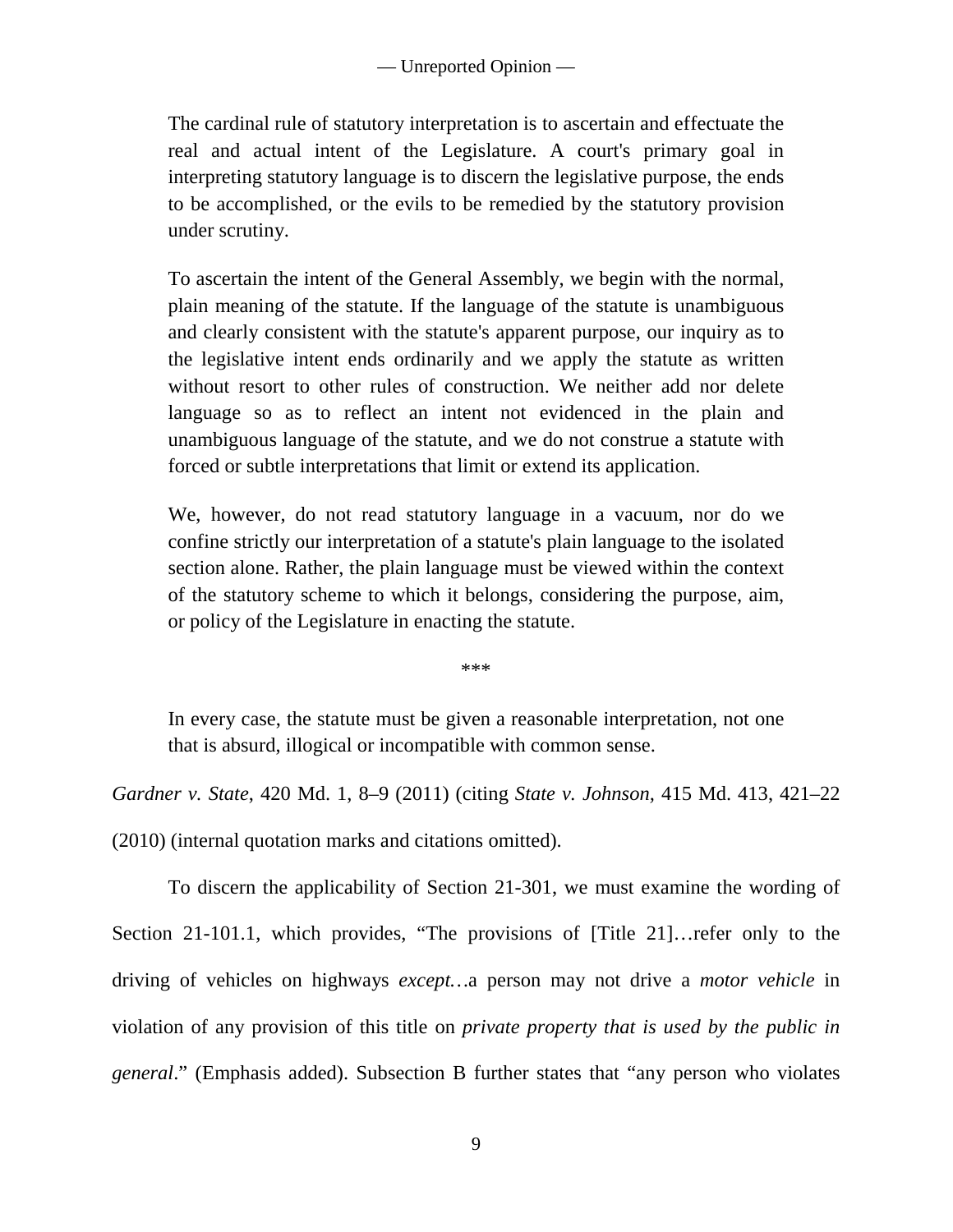> The cardinal rule of statutory interpretation is to ascertain and effectuate the real and actual intent of the Legislature. A court's primary goal in interpreting statutory language is to discern the legislative purpose, the ends to be accomplished, or the evils to be remedied by the statutory provision under scrutiny.
>
> To ascertain the intent of the General Assembly, we begin with the normal, plain meaning of the statute. If the language of the statute is unambiguous and clearly consistent with the statute's apparent purpose, our inquiry as to the legislative intent ends ordinarily and we apply the statute as written without resort to other rules of construction. We neither add nor delete language so as to reflect an intent not evidenced in the plain and unambiguous language of the statute, and we do not construe a statute with forced or subtle interpretations that limit or extend its application.
>
> We, however, do not read statutory language in a vacuum, nor do we confine strictly our interpretation of a statute's plain language to the isolated section alone. Rather, the plain language must be viewed within the context of the statutory scheme to which it belongs, considering the purpose, aim, or policy of the Legislature in enacting the statute.
>
> \*\*\*
>
> In every case, the statute must be given a reasonable interpretation, not one that is absurd, illogical or incompatible with common sense.

*Gardner v. State*, 420 Md. 1, 8–9 (2011) (citing *State v. Johnson*, 415 Md. 413, 421–22 (2010) (internal quotation marks and citations omitted).

To discern the applicability of Section 21-301, we must examine the wording of Section 21-101.1, which provides, "The provisions of [Title 21]…refer only to the driving of vehicles on highways *except*…a person may not drive a *motor vehicle* in violation of any provision of this title on *private property that is used by the public in general*." (Emphasis added). Subsection B further states that "any person who violates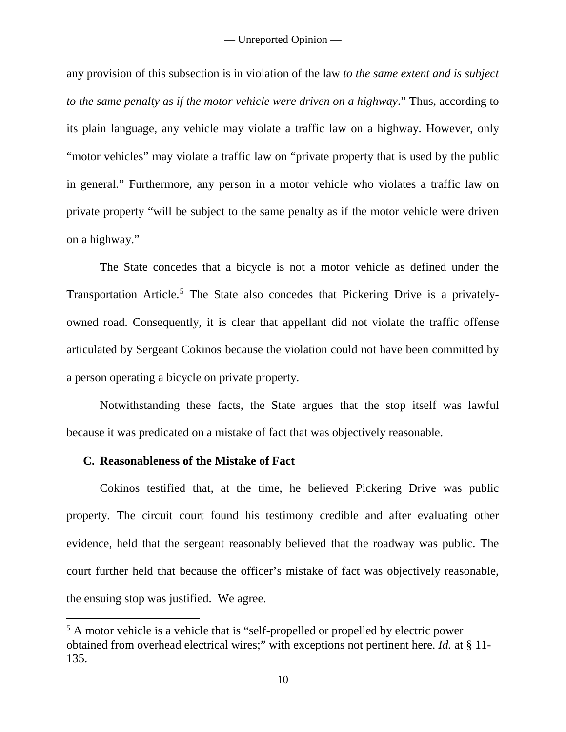any provision of this subsection is in violation of the law *to the same extent and is subject to the same penalty as if the motor vehicle were driven on a highway*." Thus, according to its plain language, any vehicle may violate a traffic law on a highway. However, only "motor vehicles" may violate a traffic law on "private property that is used by the public in general." Furthermore, any person in a motor vehicle who violates a traffic law on private property "will be subject to the same penalty as if the motor vehicle were driven on a highway."

The State concedes that a bicycle is not a motor vehicle as defined under the Transportation Article.[5] The State also concedes that Pickering Drive is a privately-owned road. Consequently, it is clear that appellant did not violate the traffic offense articulated by Sergeant Cokinos because the violation could not have been committed by a person operating a bicycle on private property.

Notwithstanding these facts, the State argues that the stop itself was lawful because it was predicated on a mistake of fact that was objectively reasonable.

### C. Reasonableness of the Mistake of Fact

Cokinos testified that, at the time, he believed Pickering Drive was public property. The circuit court found his testimony credible and after evaluating other evidence, held that the sergeant reasonably believed that the roadway was public. The court further held that because the officer's mistake of fact was objectively reasonable, the ensuing stop was justified. We agree.

---

[5] A motor vehicle is a vehicle that is "self-propelled or propelled by electric power obtained from overhead electrical wires;" with exceptions not pertinent here. *Id.* at § 11-135.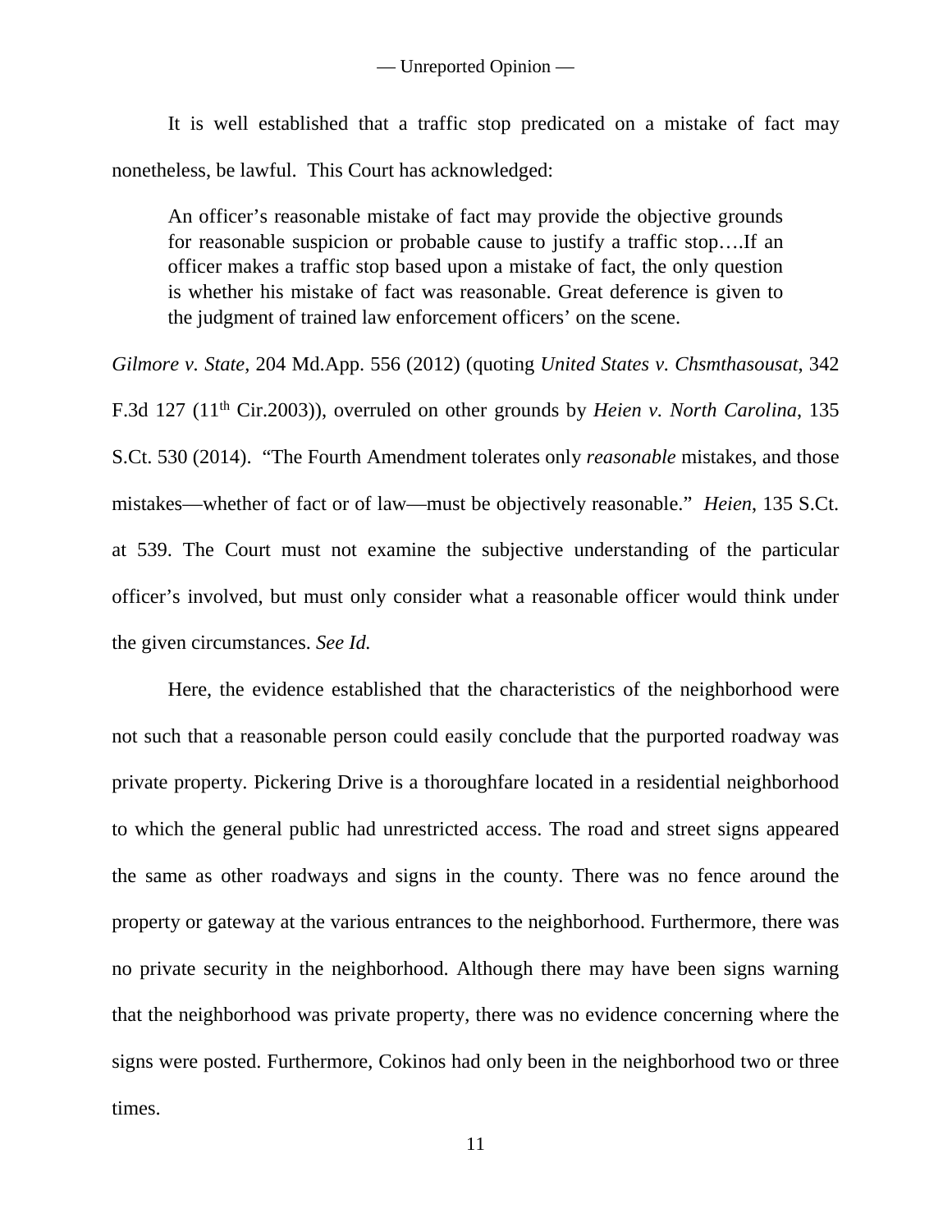It is well established that a traffic stop predicated on a mistake of fact may nonetheless, be lawful. This Court has acknowledged:

> An officer's reasonable mistake of fact may provide the objective grounds for reasonable suspicion or probable cause to justify a traffic stop….If an officer makes a traffic stop based upon a mistake of fact, the only question is whether his mistake of fact was reasonable. Great deference is given to the judgment of trained law enforcement officers' on the scene.

*Gilmore v. State*, 204 Md.App. 556 (2012) (quoting *United States v. Chsmthasousat*, 342 F.3d 127 (11th Cir.2003)), overruled on other grounds by *Heien v. North Carolina*, 135 S.Ct. 530 (2014). "The Fourth Amendment tolerates only *reasonable* mistakes, and those mistakes—whether of fact or of law—must be objectively reasonable." *Heien*, 135 S.Ct. at 539. The Court must not examine the subjective understanding of the particular officer's involved, but must only consider what a reasonable officer would think under the given circumstances. *See Id.*

Here, the evidence established that the characteristics of the neighborhood were not such that a reasonable person could easily conclude that the purported roadway was private property. Pickering Drive is a thoroughfare located in a residential neighborhood to which the general public had unrestricted access. The road and street signs appeared the same as other roadways and signs in the county. There was no fence around the property or gateway at the various entrances to the neighborhood. Furthermore, there was no private security in the neighborhood. Although there may have been signs warning that the neighborhood was private property, there was no evidence concerning where the signs were posted. Furthermore, Cokinos had only been in the neighborhood two or three times.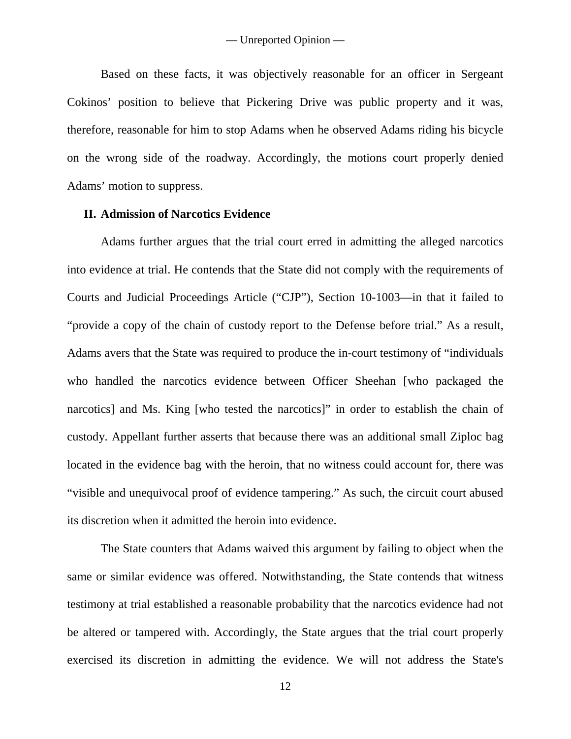Based on these facts, it was objectively reasonable for an officer in Sergeant Cokinos' position to believe that Pickering Drive was public property and it was, therefore, reasonable for him to stop Adams when he observed Adams riding his bicycle on the wrong side of the roadway. Accordingly, the motions court properly denied Adams' motion to suppress.

## II. Admission of Narcotics Evidence

Adams further argues that the trial court erred in admitting the alleged narcotics into evidence at trial. He contends that the State did not comply with the requirements of Courts and Judicial Proceedings Article ("CJP"), Section 10-1003—in that it failed to "provide a copy of the chain of custody report to the Defense before trial." As a result, Adams avers that the State was required to produce the in-court testimony of "individuals who handled the narcotics evidence between Officer Sheehan [who packaged the narcotics] and Ms. King [who tested the narcotics]" in order to establish the chain of custody. Appellant further asserts that because there was an additional small Ziploc bag located in the evidence bag with the heroin, that no witness could account for, there was "visible and unequivocal proof of evidence tampering." As such, the circuit court abused its discretion when it admitted the heroin into evidence.

The State counters that Adams waived this argument by failing to object when the same or similar evidence was offered. Notwithstanding, the State contends that witness testimony at trial established a reasonable probability that the narcotics evidence had not be altered or tampered with. Accordingly, the State argues that the trial court properly exercised its discretion in admitting the evidence. We will not address the State's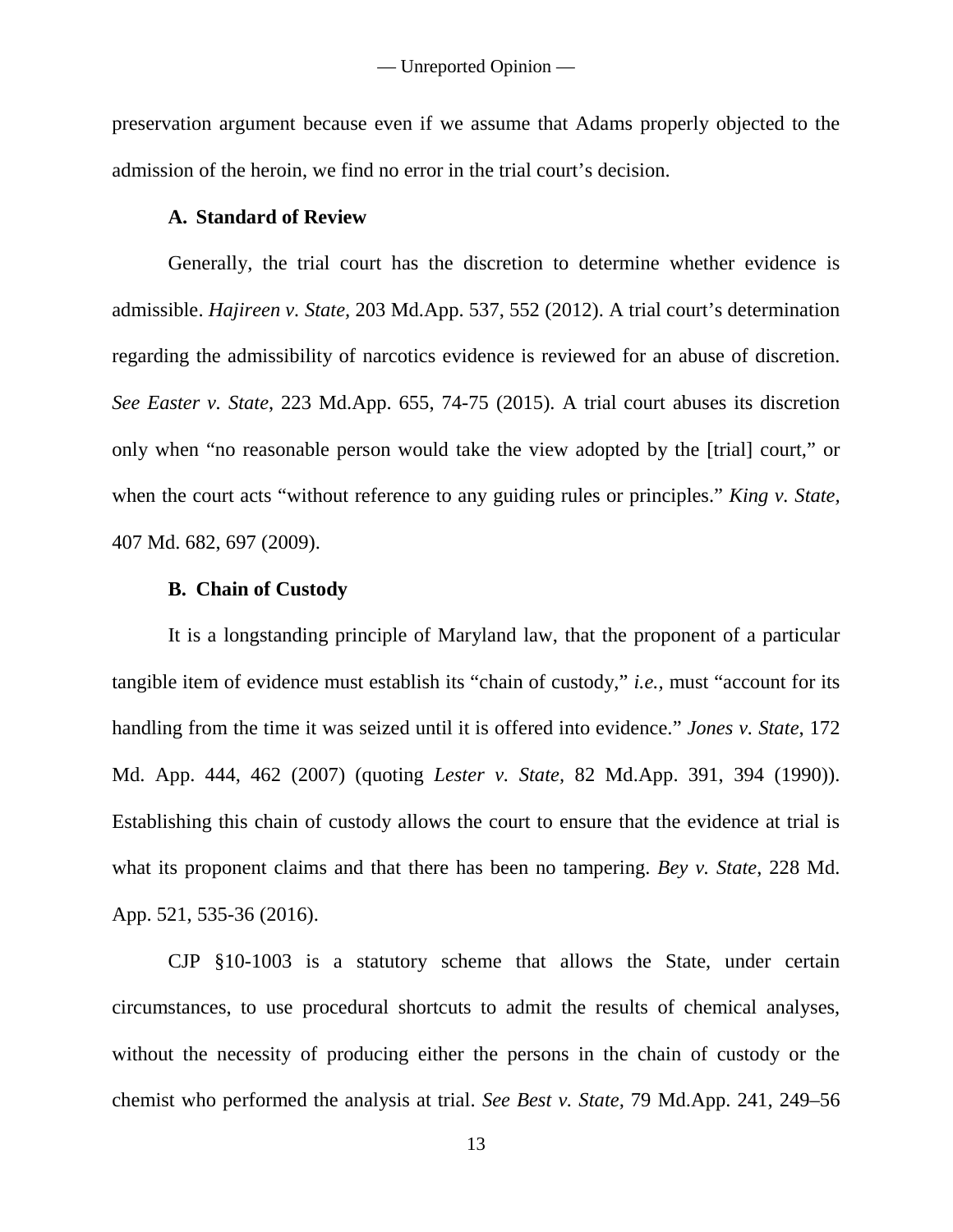preservation argument because even if we assume that Adams properly objected to the admission of the heroin, we find no error in the trial court's decision.

### A. Standard of Review

Generally, the trial court has the discretion to determine whether evidence is admissible. *Hajireen v. State*, 203 Md.App. 537, 552 (2012). A trial court's determination regarding the admissibility of narcotics evidence is reviewed for an abuse of discretion. *See Easter v. State*, 223 Md.App. 655, 74-75 (2015). A trial court abuses its discretion only when "no reasonable person would take the view adopted by the [trial] court," or when the court acts "without reference to any guiding rules or principles." *King v. State*, 407 Md. 682, 697 (2009).

### B. Chain of Custody

It is a longstanding principle of Maryland law, that the proponent of a particular tangible item of evidence must establish its "chain of custody," *i.e.*, must "account for its handling from the time it was seized until it is offered into evidence." *Jones v. State*, 172 Md. App. 444, 462 (2007) (quoting *Lester v. State*, 82 Md.App. 391, 394 (1990)). Establishing this chain of custody allows the court to ensure that the evidence at trial is what its proponent claims and that there has been no tampering. *Bey v. State*, 228 Md. App. 521, 535-36 (2016).

CJP §10-1003 is a statutory scheme that allows the State, under certain circumstances, to use procedural shortcuts to admit the results of chemical analyses, without the necessity of producing either the persons in the chain of custody or the chemist who performed the analysis at trial. *See Best v. State*, 79 Md.App. 241, 249–56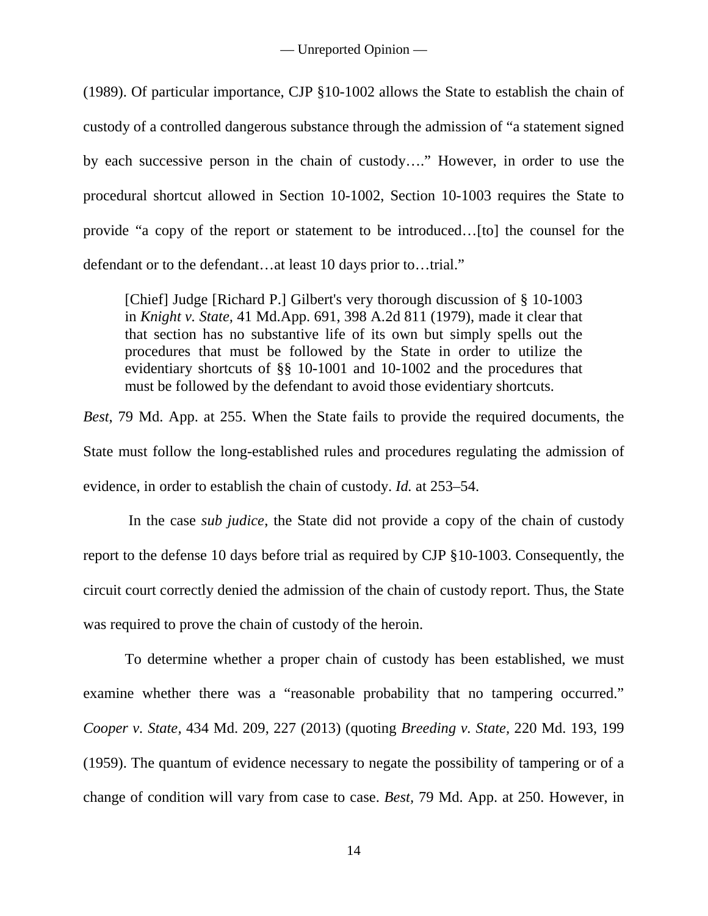(1989). Of particular importance, CJP §10-1002 allows the State to establish the chain of custody of a controlled dangerous substance through the admission of "a statement signed by each successive person in the chain of custody…." However, in order to use the procedural shortcut allowed in Section 10-1002, Section 10-1003 requires the State to provide "a copy of the report or statement to be introduced…[to] the counsel for the defendant or to the defendant…at least 10 days prior to…trial."

> [Chief] Judge [Richard P.] Gilbert's very thorough discussion of § 10-1003 in *Knight v. State*, 41 Md.App. 691, 398 A.2d 811 (1979), made it clear that that section has no substantive life of its own but simply spells out the procedures that must be followed by the State in order to utilize the evidentiary shortcuts of §§ 10-1001 and 10-1002 and the procedures that must be followed by the defendant to avoid those evidentiary shortcuts.

*Best*, 79 Md. App. at 255. When the State fails to provide the required documents, the State must follow the long-established rules and procedures regulating the admission of evidence, in order to establish the chain of custody. *Id.* at 253–54.

In the case *sub judice*, the State did not provide a copy of the chain of custody report to the defense 10 days before trial as required by CJP §10-1003. Consequently, the circuit court correctly denied the admission of the chain of custody report. Thus, the State was required to prove the chain of custody of the heroin.

To determine whether a proper chain of custody has been established, we must examine whether there was a "reasonable probability that no tampering occurred." *Cooper v. State*, 434 Md. 209, 227 (2013) (quoting *Breeding v. State*, 220 Md. 193, 199 (1959). The quantum of evidence necessary to negate the possibility of tampering or of a change of condition will vary from case to case. *Best*, 79 Md. App. at 250. However, in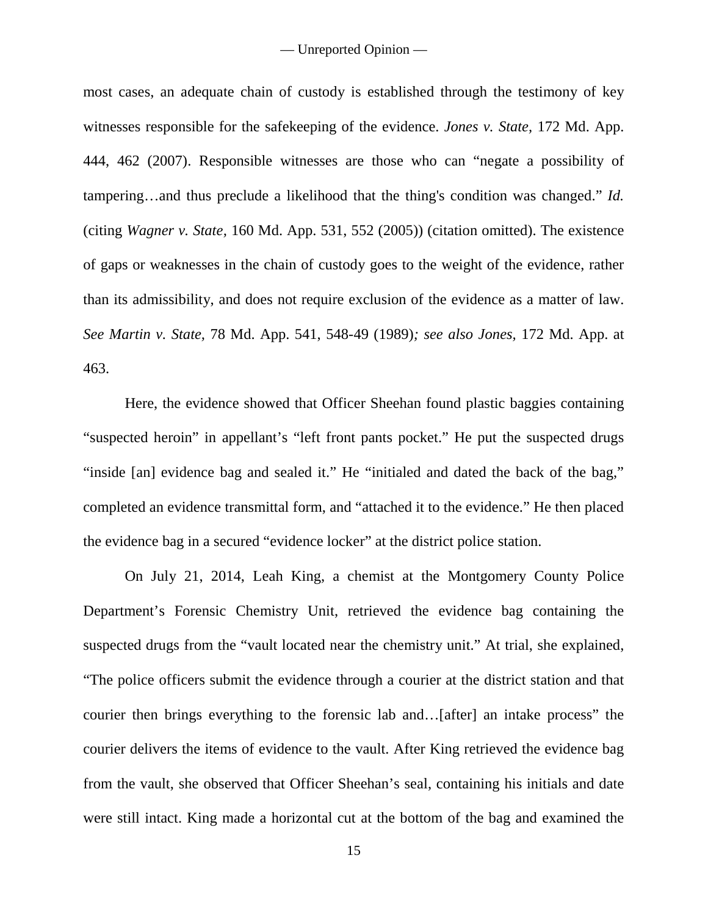most cases, an adequate chain of custody is established through the testimony of key witnesses responsible for the safekeeping of the evidence. *Jones v. State*, 172 Md. App. 444, 462 (2007). Responsible witnesses are those who can "negate a possibility of tampering…and thus preclude a likelihood that the thing's condition was changed." *Id.* (citing *Wagner v. State*, 160 Md. App. 531, 552 (2005)) (citation omitted). The existence of gaps or weaknesses in the chain of custody goes to the weight of the evidence, rather than its admissibility, and does not require exclusion of the evidence as a matter of law. *See Martin v. State*, 78 Md. App. 541, 548-49 (1989)*; see also Jones*, 172 Md. App. at 463.

Here, the evidence showed that Officer Sheehan found plastic baggies containing "suspected heroin" in appellant's "left front pants pocket." He put the suspected drugs "inside [an] evidence bag and sealed it." He "initialed and dated the back of the bag," completed an evidence transmittal form, and "attached it to the evidence." He then placed the evidence bag in a secured "evidence locker" at the district police station.

On July 21, 2014, Leah King, a chemist at the Montgomery County Police Department's Forensic Chemistry Unit, retrieved the evidence bag containing the suspected drugs from the "vault located near the chemistry unit." At trial, she explained, "The police officers submit the evidence through a courier at the district station and that courier then brings everything to the forensic lab and…[after] an intake process" the courier delivers the items of evidence to the vault. After King retrieved the evidence bag from the vault, she observed that Officer Sheehan's seal, containing his initials and date were still intact. King made a horizontal cut at the bottom of the bag and examined the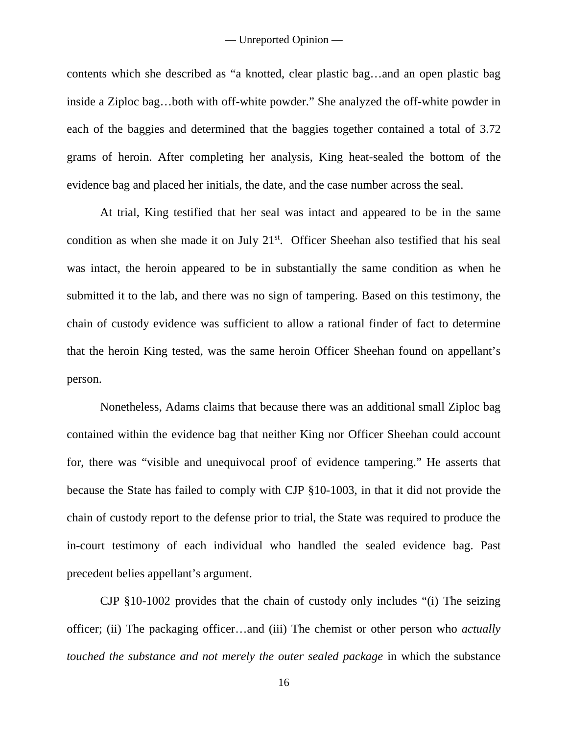contents which she described as "a knotted, clear plastic bag…and an open plastic bag inside a Ziploc bag…both with off-white powder." She analyzed the off-white powder in each of the baggies and determined that the baggies together contained a total of 3.72 grams of heroin. After completing her analysis, King heat-sealed the bottom of the evidence bag and placed her initials, the date, and the case number across the seal.

At trial, King testified that her seal was intact and appeared to be in the same condition as when she made it on July 21st. Officer Sheehan also testified that his seal was intact, the heroin appeared to be in substantially the same condition as when he submitted it to the lab, and there was no sign of tampering. Based on this testimony, the chain of custody evidence was sufficient to allow a rational finder of fact to determine that the heroin King tested, was the same heroin Officer Sheehan found on appellant's person.

Nonetheless, Adams claims that because there was an additional small Ziploc bag contained within the evidence bag that neither King nor Officer Sheehan could account for, there was "visible and unequivocal proof of evidence tampering." He asserts that because the State has failed to comply with CJP §10-1003, in that it did not provide the chain of custody report to the defense prior to trial, the State was required to produce the in-court testimony of each individual who handled the sealed evidence bag. Past precedent belies appellant's argument.

CJP §10-1002 provides that the chain of custody only includes "(i) The seizing officer; (ii) The packaging officer…and (iii) The chemist or other person who *actually touched the substance and not merely the outer sealed package* in which the substance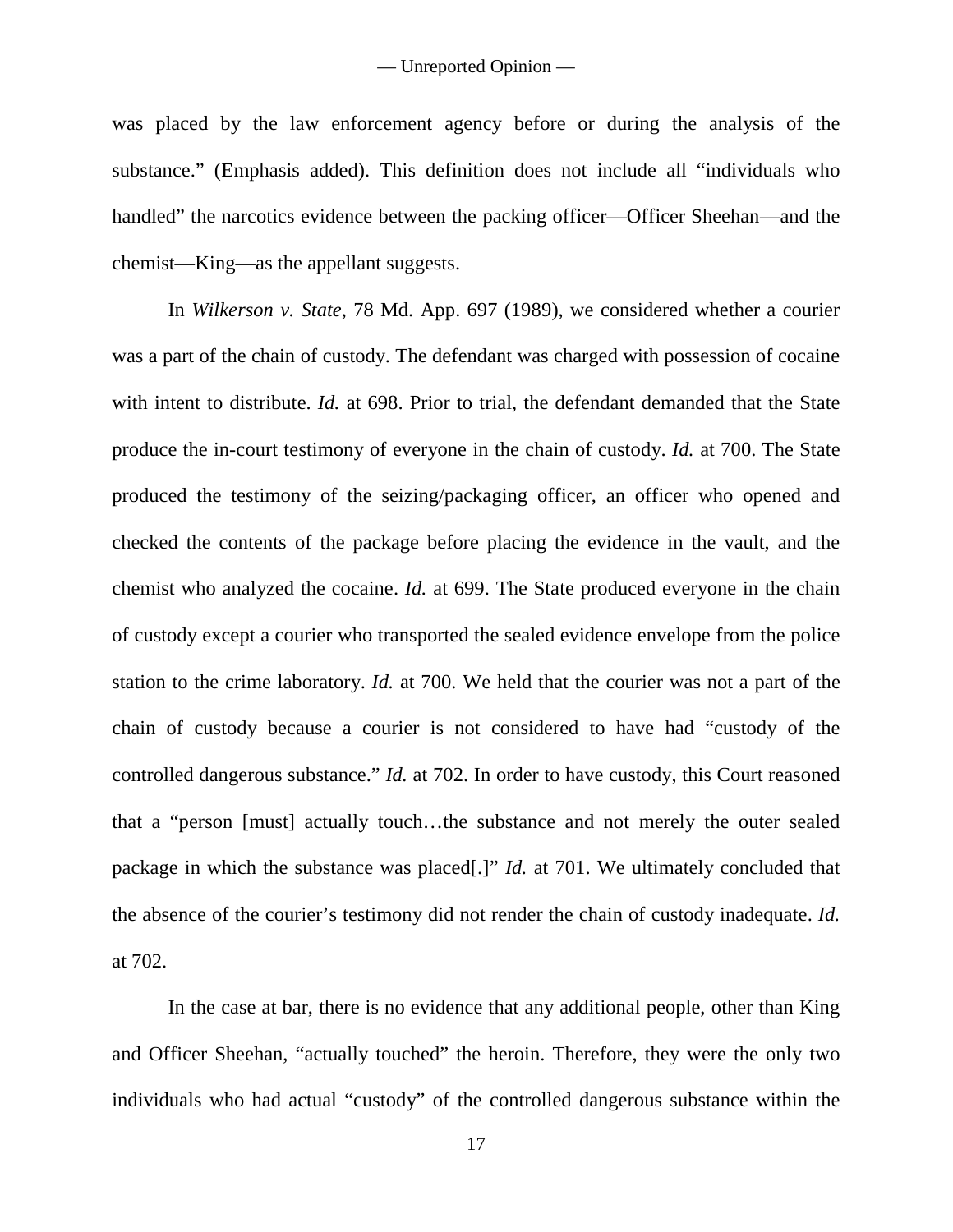was placed by the law enforcement agency before or during the analysis of the substance." (Emphasis added). This definition does not include all "individuals who handled" the narcotics evidence between the packing officer—Officer Sheehan—and the chemist—King—as the appellant suggests.

In *Wilkerson v. State*, 78 Md. App. 697 (1989), we considered whether a courier was a part of the chain of custody. The defendant was charged with possession of cocaine with intent to distribute. *Id.* at 698. Prior to trial, the defendant demanded that the State produce the in-court testimony of everyone in the chain of custody. *Id.* at 700. The State produced the testimony of the seizing/packaging officer, an officer who opened and checked the contents of the package before placing the evidence in the vault, and the chemist who analyzed the cocaine. *Id.* at 699. The State produced everyone in the chain of custody except a courier who transported the sealed evidence envelope from the police station to the crime laboratory. *Id.* at 700. We held that the courier was not a part of the chain of custody because a courier is not considered to have had "custody of the controlled dangerous substance." *Id.* at 702. In order to have custody, this Court reasoned that a "person [must] actually touch…the substance and not merely the outer sealed package in which the substance was placed[.]" *Id.* at 701. We ultimately concluded that the absence of the courier's testimony did not render the chain of custody inadequate. *Id.* at 702.

In the case at bar, there is no evidence that any additional people, other than King and Officer Sheehan, "actually touched" the heroin. Therefore, they were the only two individuals who had actual "custody" of the controlled dangerous substance within the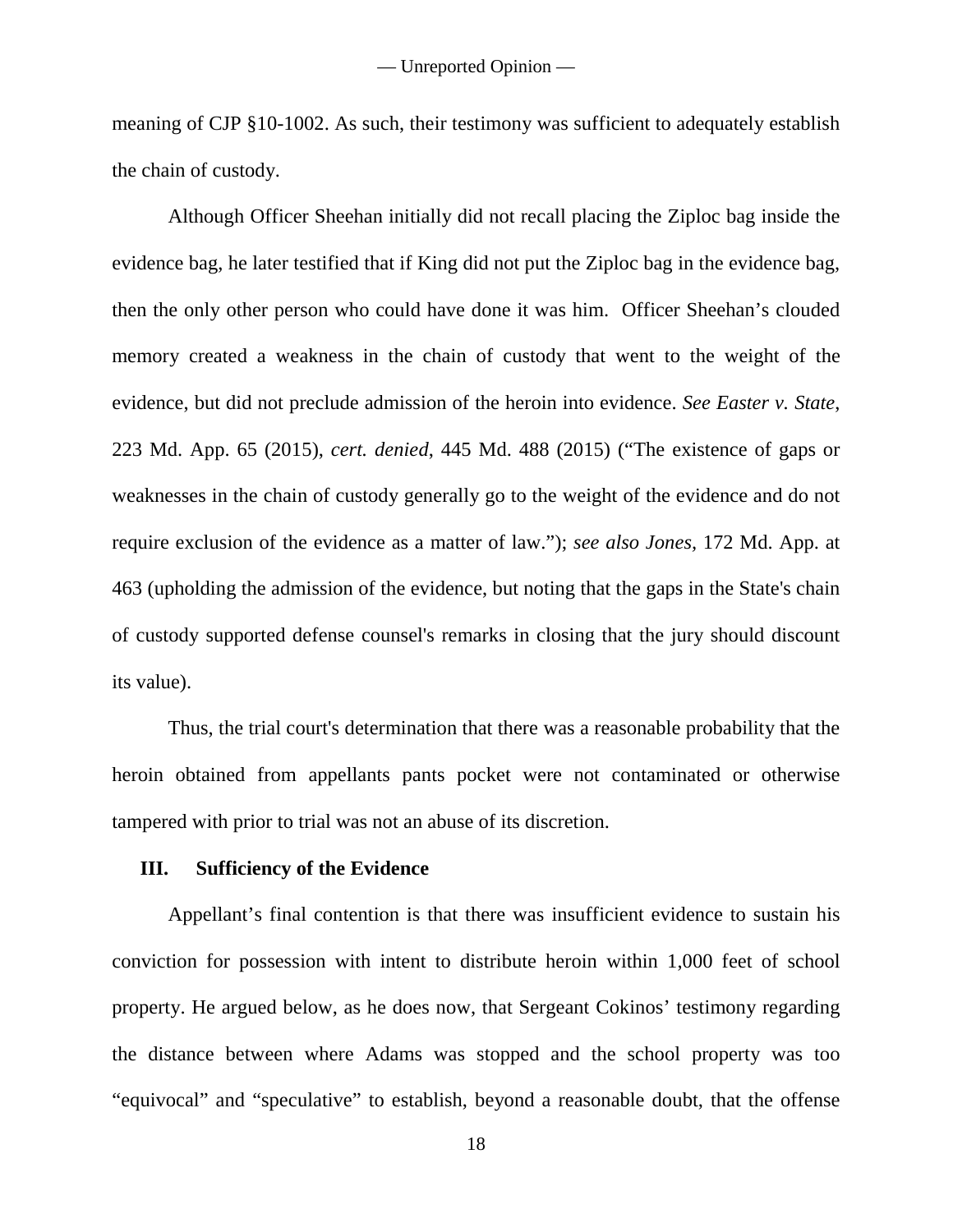meaning of CJP §10-1002. As such, their testimony was sufficient to adequately establish the chain of custody.

Although Officer Sheehan initially did not recall placing the Ziploc bag inside the evidence bag, he later testified that if King did not put the Ziploc bag in the evidence bag, then the only other person who could have done it was him. Officer Sheehan's clouded memory created a weakness in the chain of custody that went to the weight of the evidence, but did not preclude admission of the heroin into evidence. *See Easter v. State*, 223 Md. App. 65 (2015), *cert. denied*, 445 Md. 488 (2015) ("The existence of gaps or weaknesses in the chain of custody generally go to the weight of the evidence and do not require exclusion of the evidence as a matter of law."); *see also Jones*, 172 Md. App. at 463 (upholding the admission of the evidence, but noting that the gaps in the State's chain of custody supported defense counsel's remarks in closing that the jury should discount its value).

Thus, the trial court's determination that there was a reasonable probability that the heroin obtained from appellants pants pocket were not contaminated or otherwise tampered with prior to trial was not an abuse of its discretion.

## III. Sufficiency of the Evidence

Appellant's final contention is that there was insufficient evidence to sustain his conviction for possession with intent to distribute heroin within 1,000 feet of school property. He argued below, as he does now, that Sergeant Cokinos' testimony regarding the distance between where Adams was stopped and the school property was too "equivocal" and "speculative" to establish, beyond a reasonable doubt, that the offense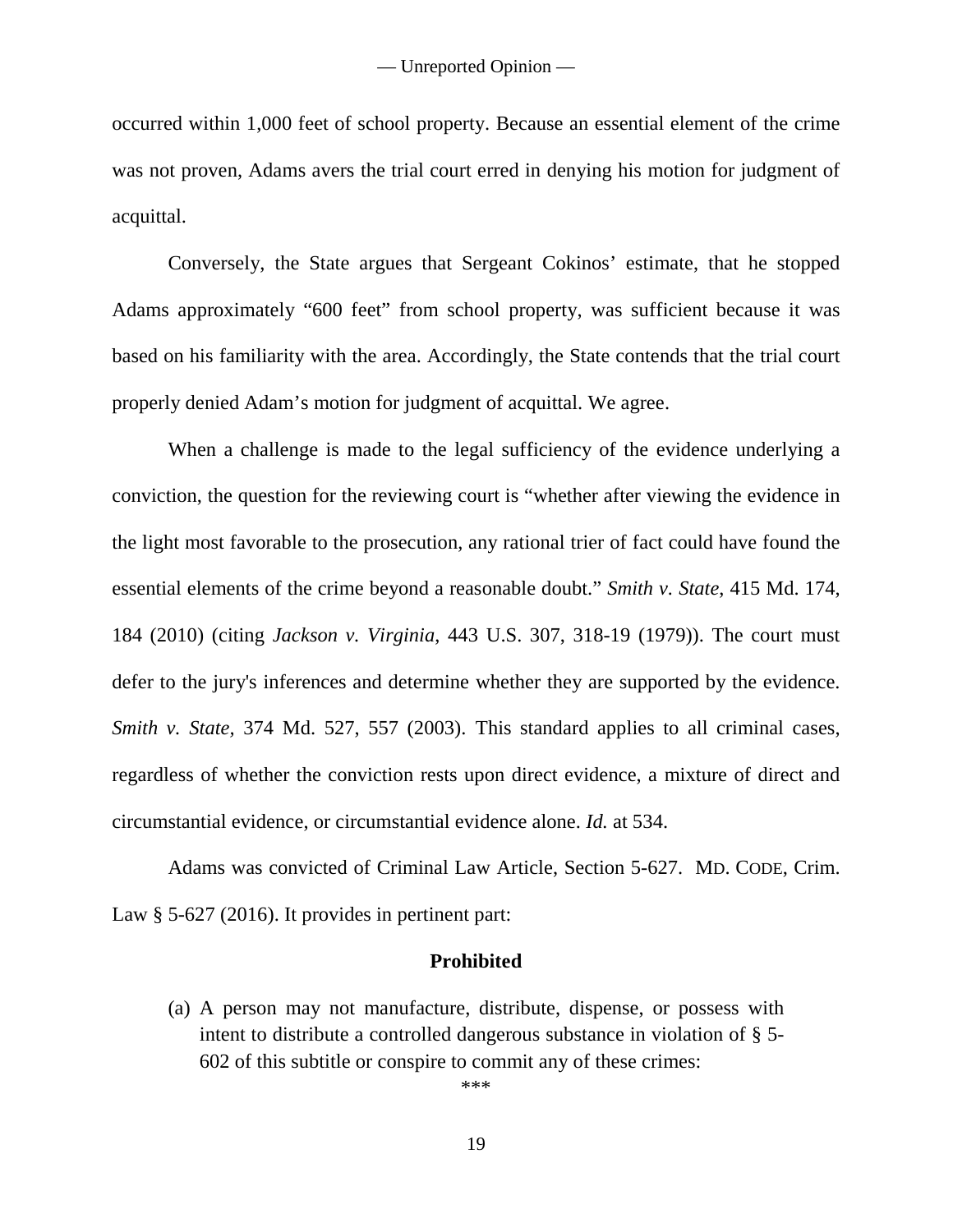occurred within 1,000 feet of school property. Because an essential element of the crime was not proven, Adams avers the trial court erred in denying his motion for judgment of acquittal.

Conversely, the State argues that Sergeant Cokinos' estimate, that he stopped Adams approximately "600 feet" from school property, was sufficient because it was based on his familiarity with the area. Accordingly, the State contends that the trial court properly denied Adam's motion for judgment of acquittal. We agree.

When a challenge is made to the legal sufficiency of the evidence underlying a conviction, the question for the reviewing court is "whether after viewing the evidence in the light most favorable to the prosecution, any rational trier of fact could have found the essential elements of the crime beyond a reasonable doubt." *Smith v. State*, 415 Md. 174, 184 (2010) (citing *Jackson v. Virginia*, 443 U.S. 307, 318-19 (1979)). The court must defer to the jury's inferences and determine whether they are supported by the evidence. *Smith v. State*, 374 Md. 527, 557 (2003). This standard applies to all criminal cases, regardless of whether the conviction rests upon direct evidence, a mixture of direct and circumstantial evidence, or circumstantial evidence alone. *Id.* at 534.

Adams was convicted of Criminal Law Article, Section 5-627. MD. CODE, Crim. Law § 5-627 (2016). It provides in pertinent part:

**Prohibited**

> (a) A person may not manufacture, distribute, dispense, or possess with intent to distribute a controlled dangerous substance in violation of § 5-602 of this subtitle or conspire to commit any of these crimes:
>
> \*\*\*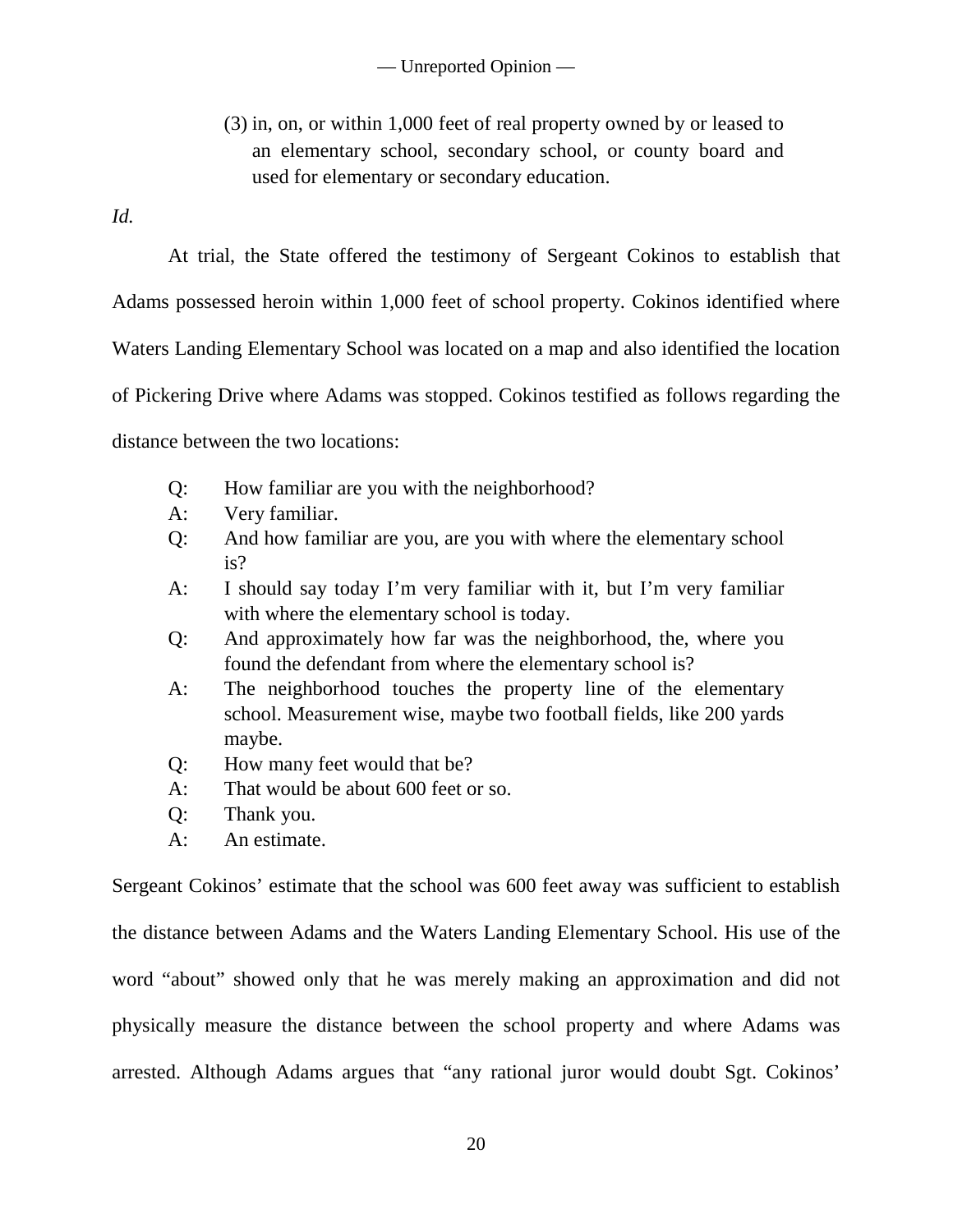> (3) in, on, or within 1,000 feet of real property owned by or leased to an elementary school, secondary school, or county board and used for elementary or secondary education.

*Id.*

At trial, the State offered the testimony of Sergeant Cokinos to establish that Adams possessed heroin within 1,000 feet of school property. Cokinos identified where Waters Landing Elementary School was located on a map and also identified the location of Pickering Drive where Adams was stopped. Cokinos testified as follows regarding the distance between the two locations:

> Q: How familiar are you with the neighborhood?
> A: Very familiar.
> Q: And how familiar are you, are you with where the elementary school is?
> A: I should say today I'm very familiar with it, but I'm very familiar with where the elementary school is today.
> Q: And approximately how far was the neighborhood, the, where you found the defendant from where the elementary school is?
> A: The neighborhood touches the property line of the elementary school. Measurement wise, maybe two football fields, like 200 yards maybe.
> Q: How many feet would that be?
> A: That would be about 600 feet or so.
> Q: Thank you.
> A: An estimate.

Sergeant Cokinos' estimate that the school was 600 feet away was sufficient to establish the distance between Adams and the Waters Landing Elementary School. His use of the word "about" showed only that he was merely making an approximation and did not physically measure the distance between the school property and where Adams was arrested. Although Adams argues that "any rational juror would doubt Sgt. Cokinos'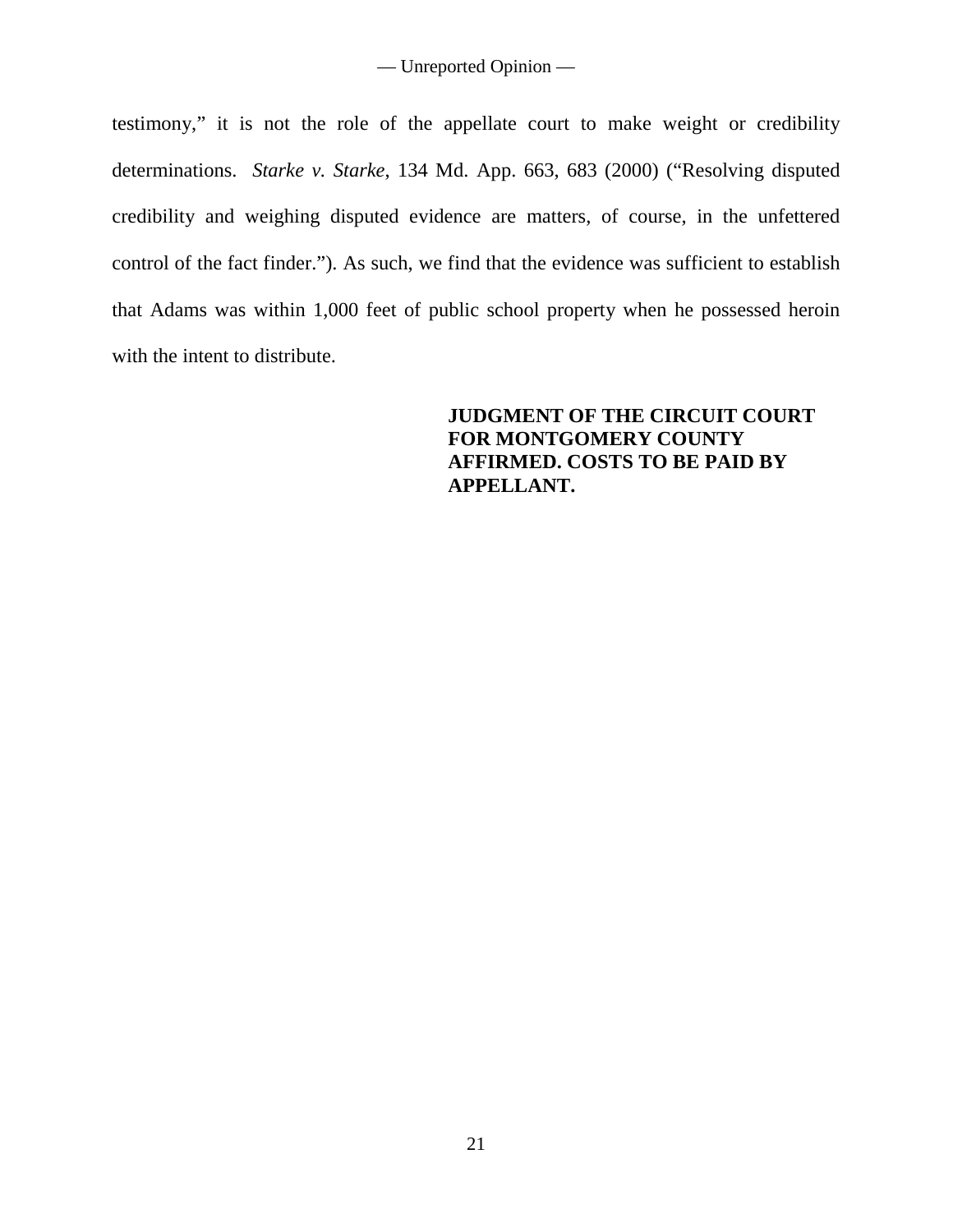testimony," it is not the role of the appellate court to make weight or credibility determinations. *Starke v. Starke*, 134 Md. App. 663, 683 (2000) ("Resolving disputed credibility and weighing disputed evidence are matters, of course, in the unfettered control of the fact finder."). As such, we find that the evidence was sufficient to establish that Adams was within 1,000 feet of public school property when he possessed heroin with the intent to distribute.

**JUDGMENT OF THE CIRCUIT COURT FOR MONTGOMERY COUNTY AFFIRMED. COSTS TO BE PAID BY APPELLANT.**